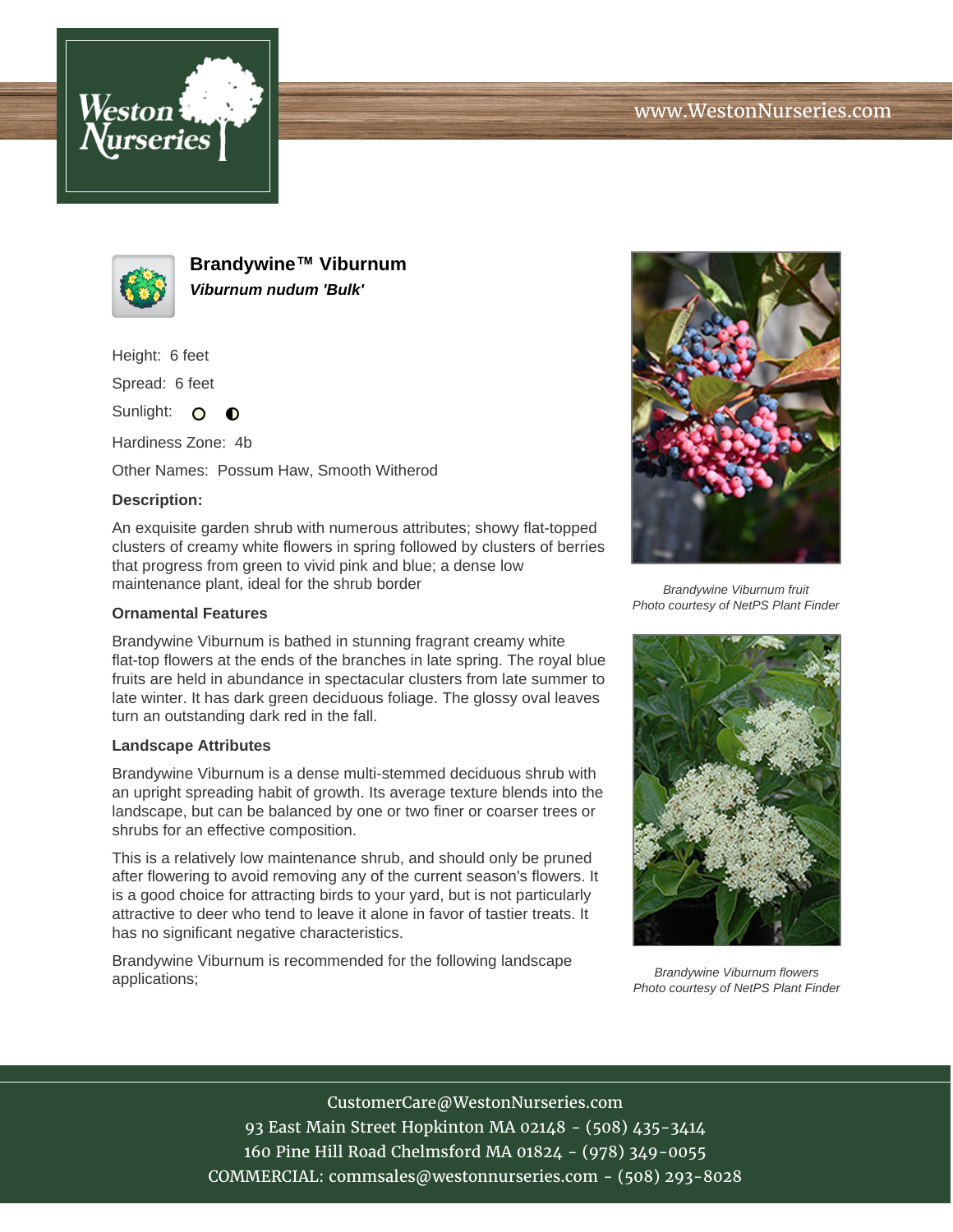# Brandywine™ Viburnum

***Viburnum nudum 'Bulk'***

Height: 6 feet

Spread: 6 feet

Sunlight:

Hardiness Zone: 4b

Other Names: Possum Haw, Smooth Witherod

**Description:**

An exquisite garden shrub with numerous attributes; showy flat-topped clusters of creamy white flowers in spring followed by clusters of berries that progress from green to vivid pink and blue; a dense low maintenance plant, ideal for the shrub border

### Ornamental Features

Brandywine Viburnum is bathed in stunning fragrant creamy white flat-top flowers at the ends of the branches in late spring. The royal blue fruits are held in abundance in spectacular clusters from late summer to late winter. It has dark green deciduous foliage. The glossy oval leaves turn an outstanding dark red in the fall.

### Landscape Attributes

Brandywine Viburnum is a dense multi-stemmed deciduous shrub with an upright spreading habit of growth. Its average texture blends into the landscape, but can be balanced by one or two finer or coarser trees or shrubs for an effective composition.

This is a relatively low maintenance shrub, and should only be pruned after flowering to avoid removing any of the current season's flowers. It is a good choice for attracting birds to your yard, but is not particularly attractive to deer who tend to leave it alone in favor of tastier treats. It has no significant negative characteristics.

Brandywine Viburnum is recommended for the following landscape applications;

*Brandywine Viburnum fruit*
*Photo courtesy of NetPS Plant Finder*

*Brandywine Viburnum flowers*
*Photo courtesy of NetPS Plant Finder*

CustomerCare@WestonNurseries.com
93 East Main Street Hopkinton MA 02148 - (508) 435-3414
160 Pine Hill Road Chelmsford MA 01824 - (978) 349-0055
COMMERCIAL: commsales@westonnurseries.com - (508) 293-8028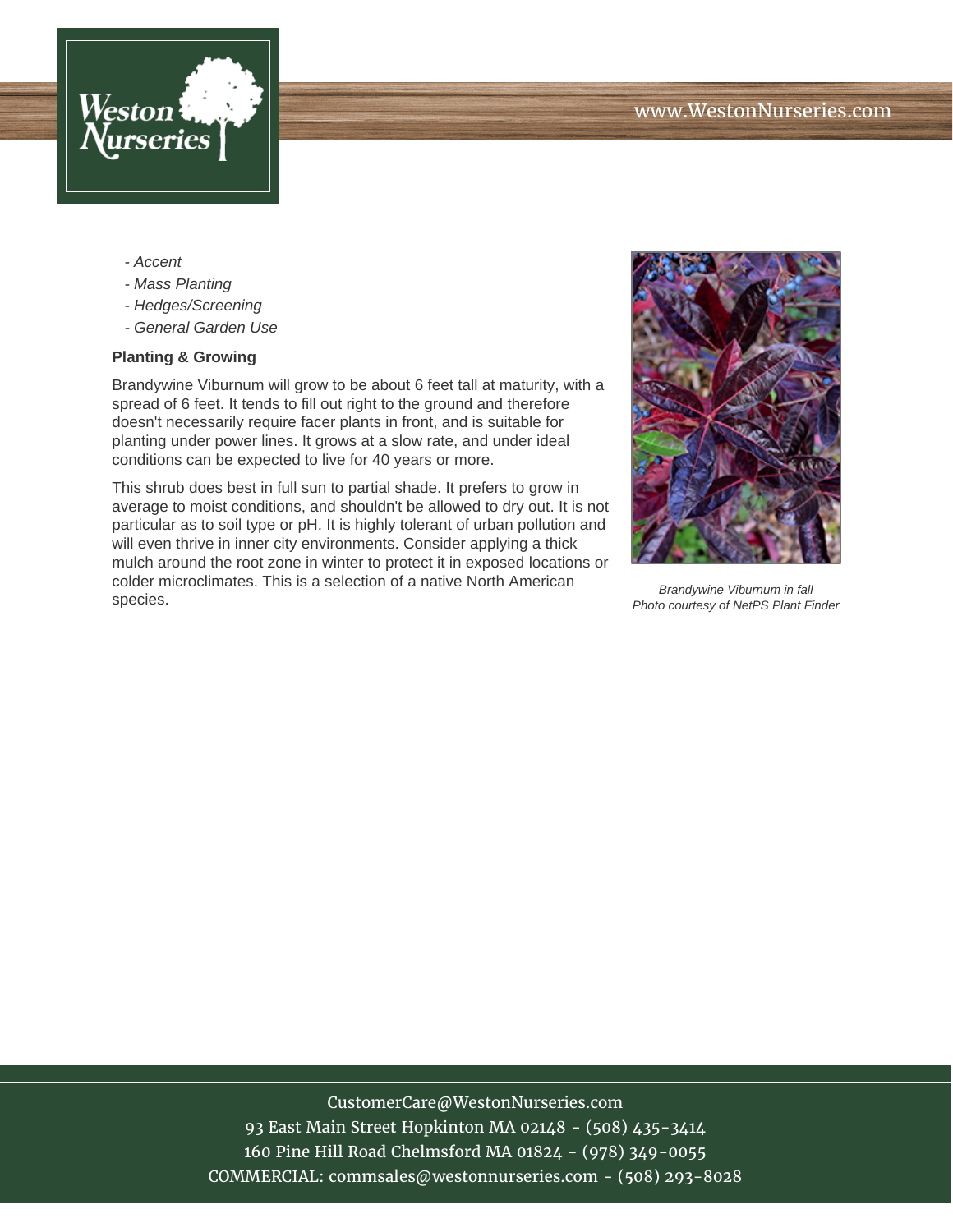- *Accent*
- *Mass Planting*
- *Hedges/Screening*
- *General Garden Use*

**Planting & Growing**

Brandywine Viburnum will grow to be about 6 feet tall at maturity, with a spread of 6 feet. It tends to fill out right to the ground and therefore doesn't necessarily require facer plants in front, and is suitable for planting under power lines. It grows at a slow rate, and under ideal conditions can be expected to live for 40 years or more.

This shrub does best in full sun to partial shade. It prefers to grow in average to moist conditions, and shouldn't be allowed to dry out. It is not particular as to soil type or pH. It is highly tolerant of urban pollution and will even thrive in inner city environments. Consider applying a thick mulch around the root zone in winter to protect it in exposed locations or colder microclimates. This is a selection of a native North American species.

*Brandywine Viburnum in fall*
*Photo courtesy of NetPS Plant Finder*

CustomerCare@WestonNurseries.com
93 East Main Street Hopkinton MA 02148 - (508) 435-3414
160 Pine Hill Road Chelmsford MA 01824 - (978) 349-0055
COMMERCIAL: commsales@westonnurseries.com - (508) 293-8028